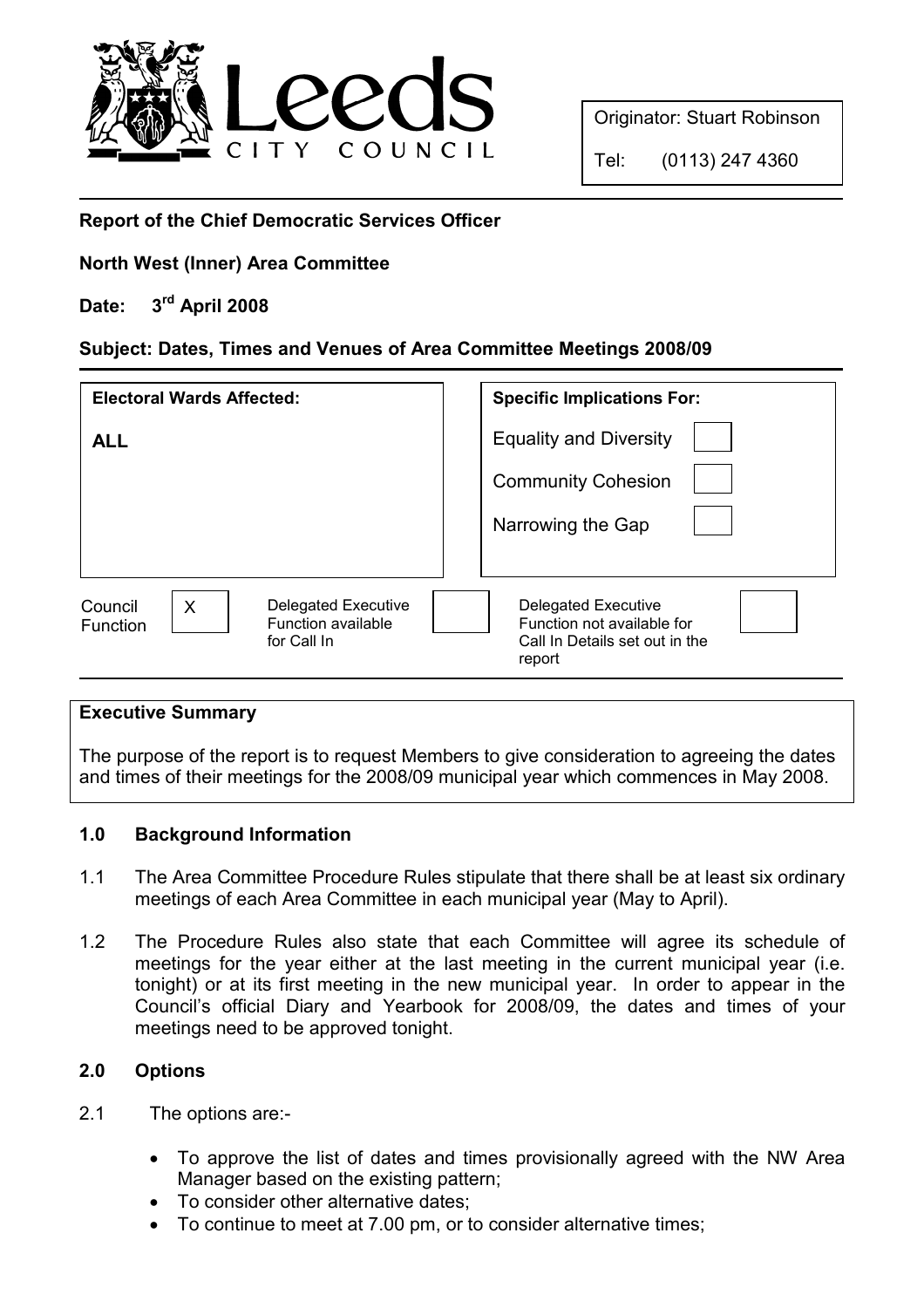Leeds CITY COUNCIL

| |
|---|
| Originator: Stuart Robinson |
| Tel: (0113) 247 4360 |

**Report of the Chief Democratic Services Officer**

**North West (Inner) Area Committee**

**Date: 3rd April 2008**

**Subject: Dates, Times and Venues of Area Committee Meetings 2008/09**

| **Electoral Wards Affected:** | **Specific Implications For:** | |
|---|---|---|
| **ALL** | Equality and Diversity | |
| | Community Cohesion | |
| | Narrowing the Gap | |

| Council Function | X | Delegated Executive Function available for Call In | | Delegated Executive Function not available for Call In Details set out in the report | |
|---|---|---|---|---|---|

**Executive Summary**

The purpose of the report is to request Members to give consideration to agreeing the dates and times of their meetings for the 2008/09 municipal year which commences in May 2008.

## 1.0 Background Information

1.1 The Area Committee Procedure Rules stipulate that there shall be at least six ordinary meetings of each Area Committee in each municipal year (May to April).

1.2 The Procedure Rules also state that each Committee will agree its schedule of meetings for the year either at the last meeting in the current municipal year (i.e. tonight) or at its first meeting in the new municipal year. In order to appear in the Council's official Diary and Yearbook for 2008/09, the dates and times of your meetings need to be approved tonight.

## 2.0 Options

2.1 The options are:-

- To approve the list of dates and times provisionally agreed with the NW Area Manager based on the existing pattern;
- To consider other alternative dates;
- To continue to meet at 7.00 pm, or to consider alternative times;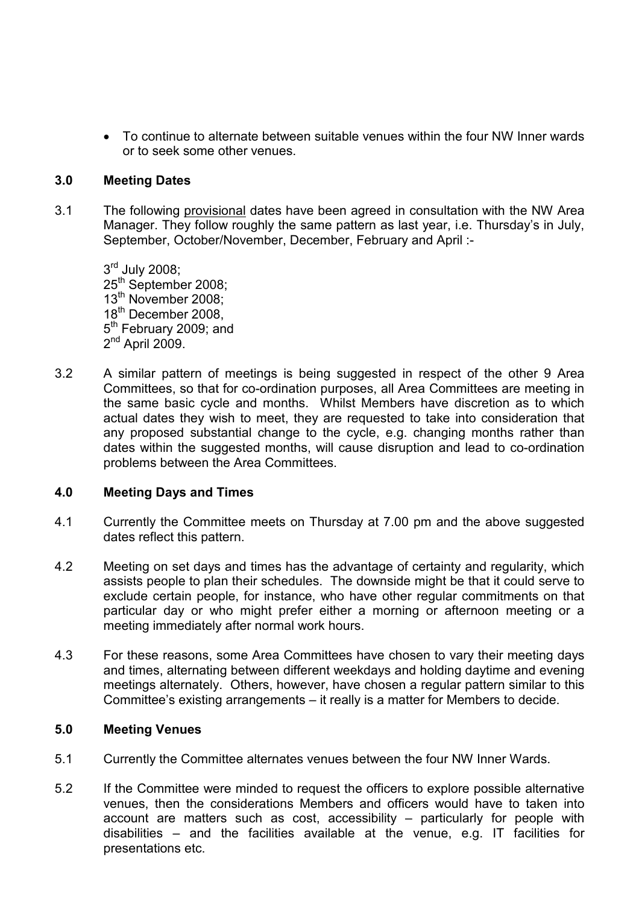- To continue to alternate between suitable venues within the four NW Inner wards or to seek some other venues.

## 3.0 Meeting Dates

3.1 The following provisional dates have been agreed in consultation with the NW Area Manager. They follow roughly the same pattern as last year, i.e. Thursday's in July, September, October/November, December, February and April :-

3rd July 2008;
25th September 2008;
13th November 2008;
18th December 2008,
5th February 2009; and
2nd April 2009.

3.2 A similar pattern of meetings is being suggested in respect of the other 9 Area Committees, so that for co-ordination purposes, all Area Committees are meeting in the same basic cycle and months. Whilst Members have discretion as to which actual dates they wish to meet, they are requested to take into consideration that any proposed substantial change to the cycle, e.g. changing months rather than dates within the suggested months, will cause disruption and lead to co-ordination problems between the Area Committees.

## 4.0 Meeting Days and Times

4.1 Currently the Committee meets on Thursday at 7.00 pm and the above suggested dates reflect this pattern.

4.2 Meeting on set days and times has the advantage of certainty and regularity, which assists people to plan their schedules. The downside might be that it could serve to exclude certain people, for instance, who have other regular commitments on that particular day or who might prefer either a morning or afternoon meeting or a meeting immediately after normal work hours.

4.3 For these reasons, some Area Committees have chosen to vary their meeting days and times, alternating between different weekdays and holding daytime and evening meetings alternately. Others, however, have chosen a regular pattern similar to this Committee's existing arrangements – it really is a matter for Members to decide.

## 5.0 Meeting Venues

5.1 Currently the Committee alternates venues between the four NW Inner Wards.

5.2 If the Committee were minded to request the officers to explore possible alternative venues, then the considerations Members and officers would have to taken into account are matters such as cost, accessibility – particularly for people with disabilities – and the facilities available at the venue, e.g. IT facilities for presentations etc.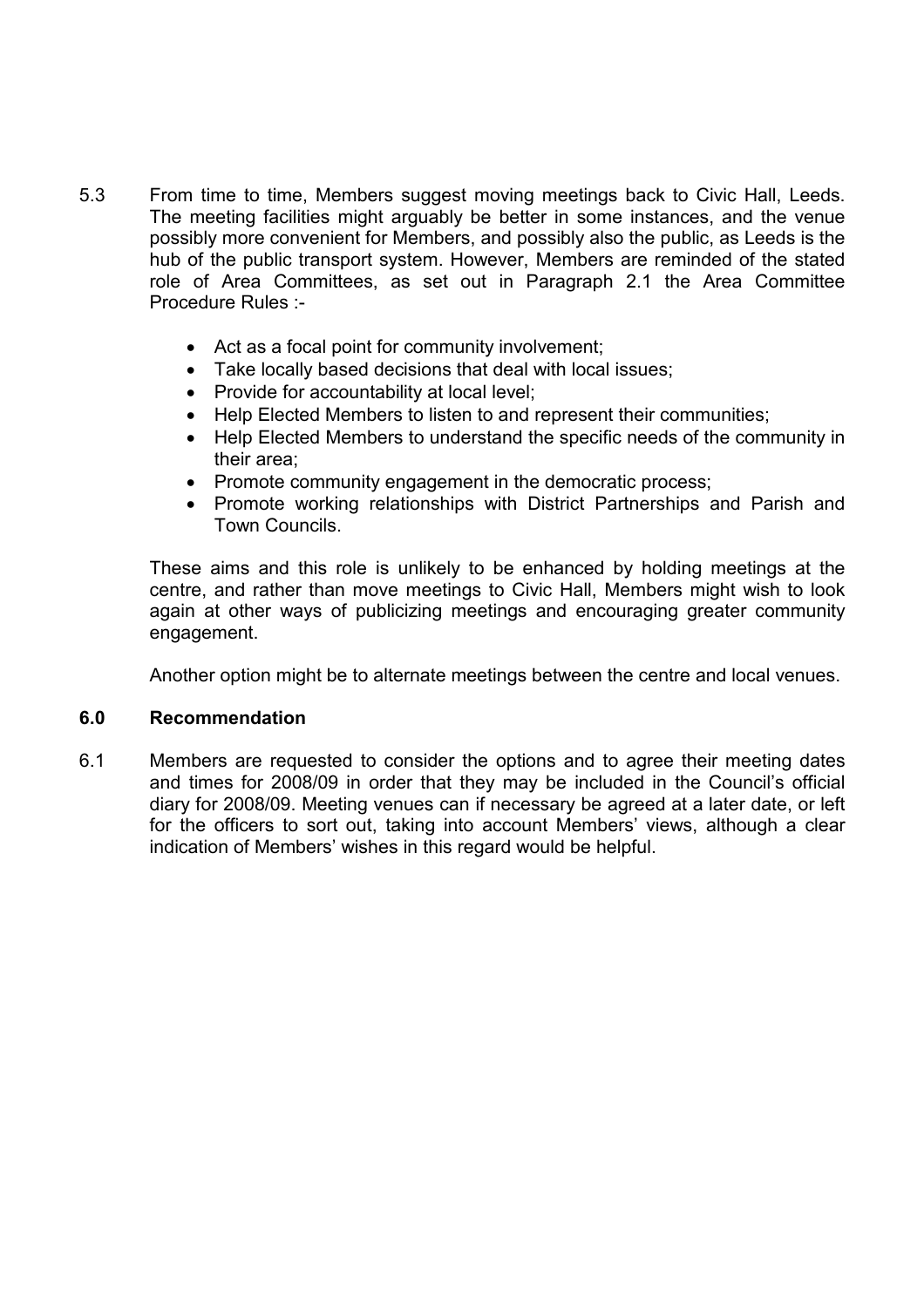5.3 From time to time, Members suggest moving meetings back to Civic Hall, Leeds. The meeting facilities might arguably be better in some instances, and the venue possibly more convenient for Members, and possibly also the public, as Leeds is the hub of the public transport system. However, Members are reminded of the stated role of Area Committees, as set out in Paragraph 2.1 the Area Committee Procedure Rules :-

- Act as a focal point for community involvement;
- Take locally based decisions that deal with local issues;
- Provide for accountability at local level;
- Help Elected Members to listen to and represent their communities;
- Help Elected Members to understand the specific needs of the community in their area;
- Promote community engagement in the democratic process;
- Promote working relationships with District Partnerships and Parish and Town Councils.

These aims and this role is unlikely to be enhanced by holding meetings at the centre, and rather than move meetings to Civic Hall, Members might wish to look again at other ways of publicizing meetings and encouraging greater community engagement.

Another option might be to alternate meetings between the centre and local venues.

## 6.0 Recommendation

6.1 Members are requested to consider the options and to agree their meeting dates and times for 2008/09 in order that they may be included in the Council's official diary for 2008/09. Meeting venues can if necessary be agreed at a later date, or left for the officers to sort out, taking into account Members' views, although a clear indication of Members' wishes in this regard would be helpful.